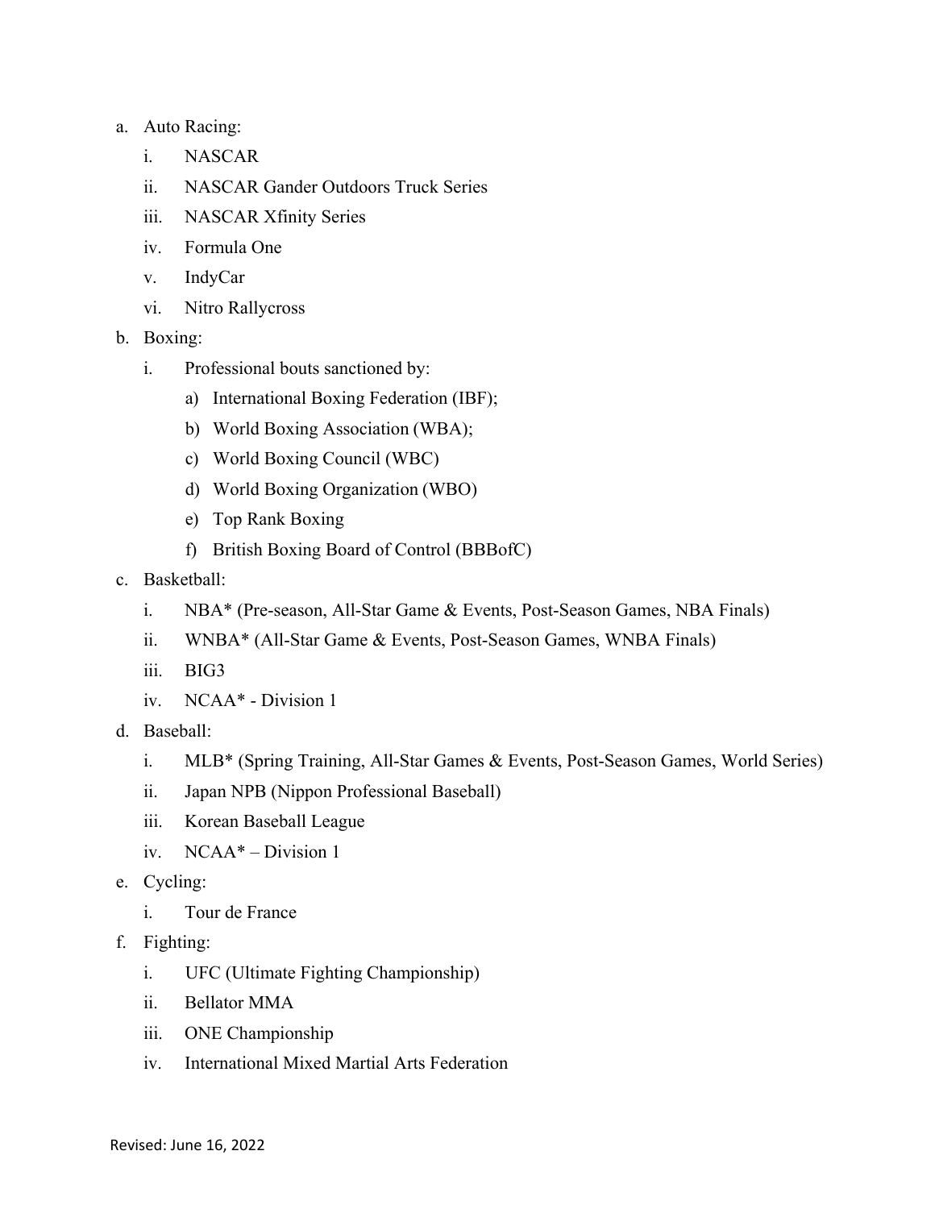a. Auto Racing:
    i. NASCAR
    ii. NASCAR Gander Outdoors Truck Series
    iii. NASCAR Xfinity Series
    iv. Formula One
    v. IndyCar
    vi. Nitro Rallycross
b. Boxing:
    i. Professional bouts sanctioned by:
        a) International Boxing Federation (IBF);
        b) World Boxing Association (WBA);
        c) World Boxing Council (WBC)
        d) World Boxing Organization (WBO)
        e) Top Rank Boxing
        f) British Boxing Board of Control (BBBofC)
c. Basketball:
    i. NBA* (Pre-season, All-Star Game & Events, Post-Season Games, NBA Finals)
    ii. WNBA* (All-Star Game & Events, Post-Season Games, WNBA Finals)
    iii. BIG3
    iv. NCAA* - Division 1
d. Baseball:
    i. MLB* (Spring Training, All-Star Games & Events, Post-Season Games, World Series)
    ii. Japan NPB (Nippon Professional Baseball)
    iii. Korean Baseball League
    iv. NCAA* – Division 1
e. Cycling:
    i. Tour de France
f. Fighting:
    i. UFC (Ultimate Fighting Championship)
    ii. Bellator MMA
    iii. ONE Championship
    iv. International Mixed Martial Arts Federation

Revised: June 16, 2022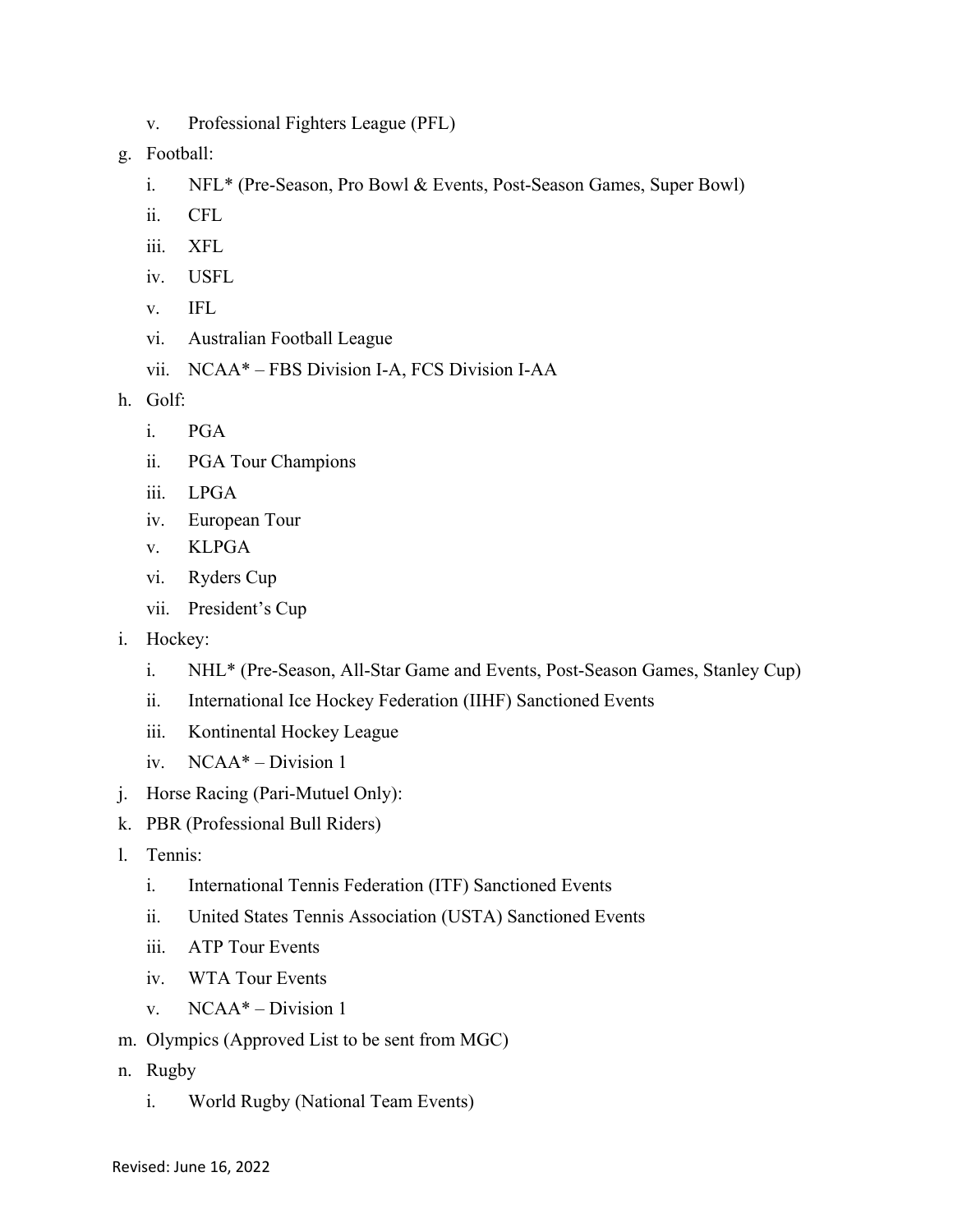v. Professional Fighters League (PFL)

g. Football:

   i. NFL* (Pre-Season, Pro Bowl & Events, Post-Season Games, Super Bowl)

   ii. CFL

   iii. XFL

   iv. USFL

   v. IFL

   vi. Australian Football League

   vii. NCAA* – FBS Division I-A, FCS Division I-AA

h. Golf:

   i. PGA

   ii. PGA Tour Champions

   iii. LPGA

   iv. European Tour

   v. KLPGA

   vi. Ryders Cup

   vii. President's Cup

i. Hockey:

   i. NHL* (Pre-Season, All-Star Game and Events, Post-Season Games, Stanley Cup)

   ii. International Ice Hockey Federation (IIHF) Sanctioned Events

   iii. Kontinental Hockey League

   iv. NCAA* – Division 1

j. Horse Racing (Pari-Mutuel Only):

k. PBR (Professional Bull Riders)

l. Tennis:

   i. International Tennis Federation (ITF) Sanctioned Events

   ii. United States Tennis Association (USTA) Sanctioned Events

   iii. ATP Tour Events

   iv. WTA Tour Events

   v. NCAA* – Division 1

m. Olympics (Approved List to be sent from MGC)

n. Rugby

   i. World Rugby (National Team Events)

Revised: June 16, 2022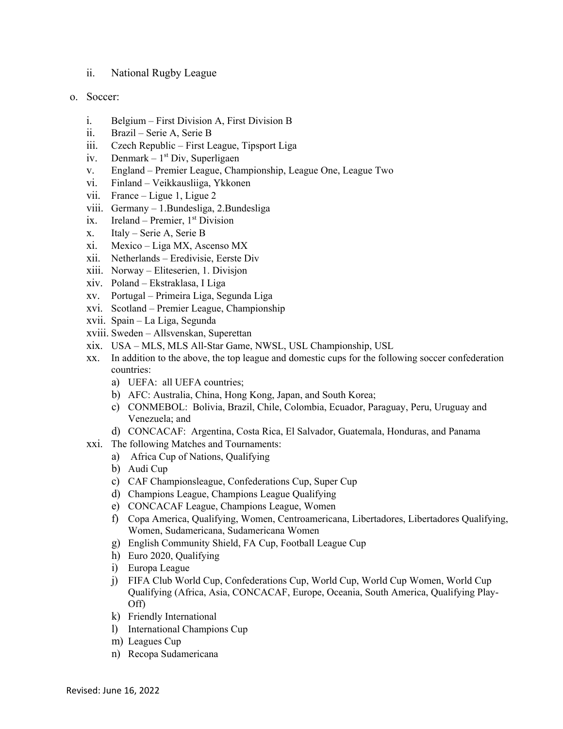ii. National Rugby League

o. Soccer:

i. Belgium – First Division A, First Division B
ii. Brazil – Serie A, Serie B
iii. Czech Republic – First League, Tipsport Liga
iv. Denmark – 1st Div, Superligaen
v. England – Premier League, Championship, League One, League Two
vi. Finland – Veikkausliiga, Ykkonen
vii. France – Ligue 1, Ligue 2
viii. Germany – 1.Bundesliga, 2.Bundesliga
ix. Ireland – Premier, 1st Division
x. Italy – Serie A, Serie B
xi. Mexico – Liga MX, Ascenso MX
xii. Netherlands – Eredivisie, Eerste Div
xiii. Norway – Eliteserien, 1. Divisjon
xiv. Poland – Ekstraklasa, I Liga
xv. Portugal – Primeira Liga, Segunda Liga
xvi. Scotland – Premier League, Championship
xvii. Spain – La Liga, Segunda
xviii. Sweden – Allsvenskan, Superettan
xix. USA – MLS, MLS All-Star Game, NWSL, USL Championship, USL
xx. In addition to the above, the top league and domestic cups for the following soccer confederation countries:
   a) UEFA: all UEFA countries;
   b) AFC: Australia, China, Hong Kong, Japan, and South Korea;
   c) CONMEBOL: Bolivia, Brazil, Chile, Colombia, Ecuador, Paraguay, Peru, Uruguay and Venezuela; and
   d) CONCACAF: Argentina, Costa Rica, El Salvador, Guatemala, Honduras, and Panama
xxi. The following Matches and Tournaments:
   a) Africa Cup of Nations, Qualifying
   b) Audi Cup
   c) CAF Championsleague, Confederations Cup, Super Cup
   d) Champions League, Champions League Qualifying
   e) CONCACAF League, Champions League, Women
   f) Copa America, Qualifying, Women, Centroamericana, Libertadores, Libertadores Qualifying, Women, Sudamericana, Sudamericana Women
   g) English Community Shield, FA Cup, Football League Cup
   h) Euro 2020, Qualifying
   i) Europa League
   j) FIFA Club World Cup, Confederations Cup, World Cup, World Cup Women, World Cup Qualifying (Africa, Asia, CONCACAF, Europe, Oceania, South America, Qualifying Play-Off)
   k) Friendly International
   l) International Champions Cup
   m) Leagues Cup
   n) Recopa Sudamericana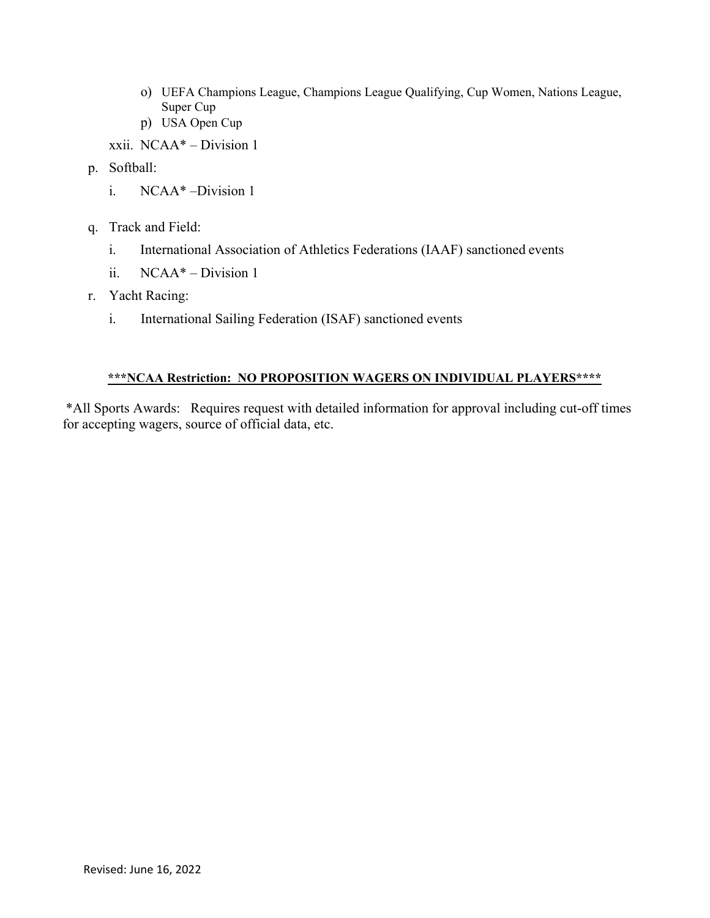o) UEFA Champions League, Champions League Qualifying, Cup Women, Nations League, Super Cup
    p) USA Open Cup

  xxii. NCAA* – Division 1

- p. Softball:
  - i. NCAA* –Division 1
- q. Track and Field:
  - i. International Association of Athletics Federations (IAAF) sanctioned events
  - ii. NCAA* – Division 1
- r. Yacht Racing:
  - i. International Sailing Federation (ISAF) sanctioned events

**<u>***NCAA Restriction: NO PROPOSITION WAGERS ON INDIVIDUAL PLAYERS****</u>**

*All Sports Awards: Requires request with detailed information for approval including cut-off times for accepting wagers, source of official data, etc.

Revised: June 16, 2022